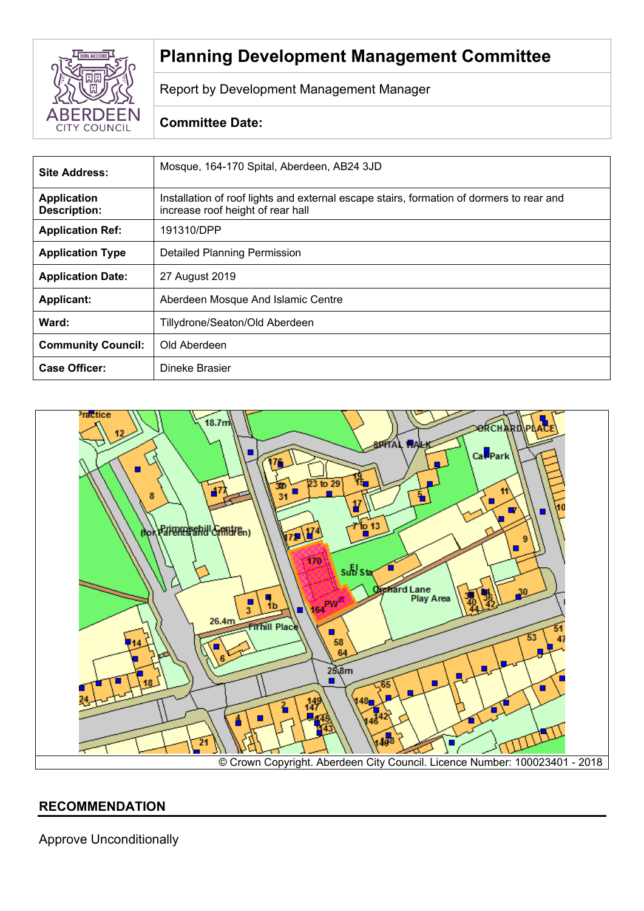# Planning Development Management Committee

Report by Development Management Manager

**Committee Date:**

| **Site Address:** | Mosque, 164-170 Spital, Aberdeen, AB24 3JD |
|---|---|
| **Application Description:** | Installation of roof lights and external escape stairs, formation of dormers to rear and increase roof height of rear hall |
| **Application Ref:** | 191310/DPP |
| **Application Type** | Detailed Planning Permission |
| **Application Date:** | 27 August 2019 |
| **Applicant:** | Aberdeen Mosque And Islamic Centre |
| **Ward:** | Tillydrone/Seaton/Old Aberdeen |
| **Community Council:** | Old Aberdeen |
| **Case Officer:** | Dineke Brasier |

© Crown Copyright. Aberdeen City Council. Licence Number: 100023401 - 2018

## RECOMMENDATION

Approve Unconditionally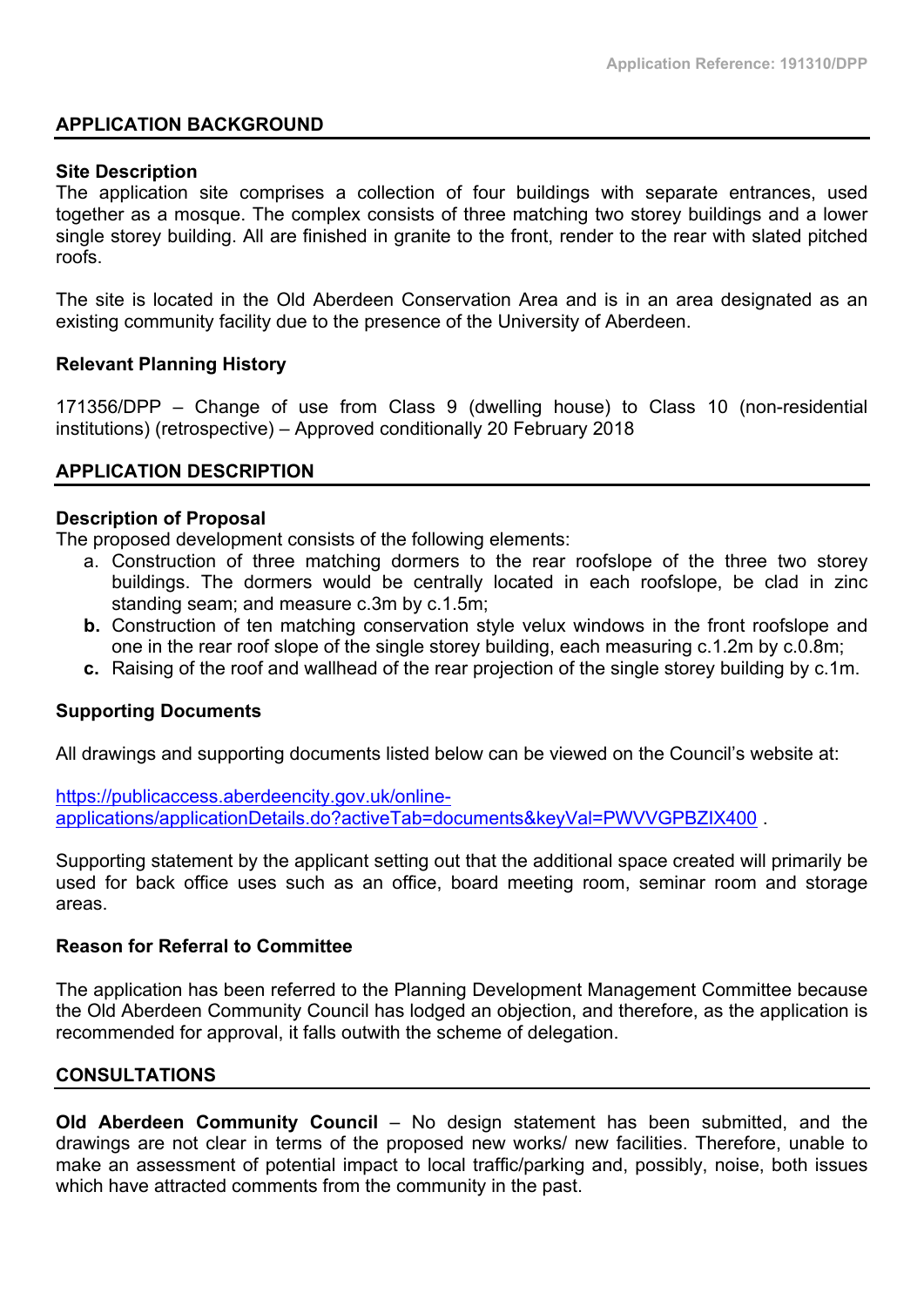## APPLICATION BACKGROUND

### Site Description

The application site comprises a collection of four buildings with separate entrances, used together as a mosque. The complex consists of three matching two storey buildings and a lower single storey building. All are finished in granite to the front, render to the rear with slated pitched roofs.

The site is located in the Old Aberdeen Conservation Area and is in an area designated as an existing community facility due to the presence of the University of Aberdeen.

### Relevant Planning History

171356/DPP – Change of use from Class 9 (dwelling house) to Class 10 (non-residential institutions) (retrospective) – Approved conditionally 20 February 2018

## APPLICATION DESCRIPTION

### Description of Proposal

The proposed development consists of the following elements:

a. Construction of three matching dormers to the rear roofslope of the three two storey buildings. The dormers would be centrally located in each roofslope, be clad in zinc standing seam; and measure c.3m by c.1.5m;
**b.** Construction of ten matching conservation style velux windows in the front roofslope and one in the rear roof slope of the single storey building, each measuring c.1.2m by c.0.8m;
**c.** Raising of the roof and wallhead of the rear projection of the single storey building by c.1m.

### Supporting Documents

All drawings and supporting documents listed below can be viewed on the Council's website at:

[https://publicaccess.aberdeencity.gov.uk/online-applications/applicationDetails.do?activeTab=documents&keyVal=PWVVGPBZIX400](https://publicaccess.aberdeencity.gov.uk/online-applications/applicationDetails.do?activeTab=documents&keyVal=PWVVGPBZIX400) .

Supporting statement by the applicant setting out that the additional space created will primarily be used for back office uses such as an office, board meeting room, seminar room and storage areas.

### Reason for Referral to Committee

The application has been referred to the Planning Development Management Committee because the Old Aberdeen Community Council has lodged an objection, and therefore, as the application is recommended for approval, it falls outwith the scheme of delegation.

## CONSULTATIONS

**Old Aberdeen Community Council** – No design statement has been submitted, and the drawings are not clear in terms of the proposed new works/ new facilities. Therefore, unable to make an assessment of potential impact to local traffic/parking and, possibly, noise, both issues which have attracted comments from the community in the past.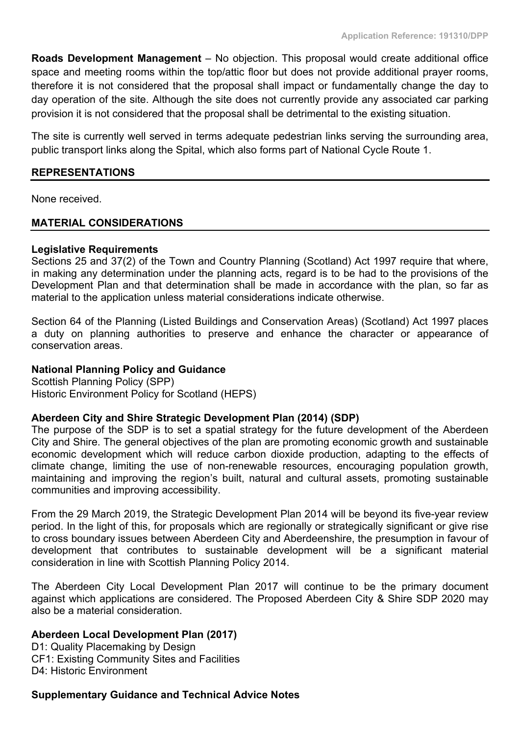**Roads Development Management** – No objection. This proposal would create additional office space and meeting rooms within the top/attic floor but does not provide additional prayer rooms, therefore it is not considered that the proposal shall impact or fundamentally change the day to day operation of the site. Although the site does not currently provide any associated car parking provision it is not considered that the proposal shall be detrimental to the existing situation.

The site is currently well served in terms adequate pedestrian links serving the surrounding area, public transport links along the Spital, which also forms part of National Cycle Route 1.

## REPRESENTATIONS

None received.

## MATERIAL CONSIDERATIONS

**Legislative Requirements**
Sections 25 and 37(2) of the Town and Country Planning (Scotland) Act 1997 require that where, in making any determination under the planning acts, regard is to be had to the provisions of the Development Plan and that determination shall be made in accordance with the plan, so far as material to the application unless material considerations indicate otherwise.

Section 64 of the Planning (Listed Buildings and Conservation Areas) (Scotland) Act 1997 places a duty on planning authorities to preserve and enhance the character or appearance of conservation areas.

**National Planning Policy and Guidance**
Scottish Planning Policy (SPP)
Historic Environment Policy for Scotland (HEPS)

**Aberdeen City and Shire Strategic Development Plan (2014) (SDP)**
The purpose of the SDP is to set a spatial strategy for the future development of the Aberdeen City and Shire. The general objectives of the plan are promoting economic growth and sustainable economic development which will reduce carbon dioxide production, adapting to the effects of climate change, limiting the use of non-renewable resources, encouraging population growth, maintaining and improving the region's built, natural and cultural assets, promoting sustainable communities and improving accessibility.

From the 29 March 2019, the Strategic Development Plan 2014 will be beyond its five-year review period. In the light of this, for proposals which are regionally or strategically significant or give rise to cross boundary issues between Aberdeen City and Aberdeenshire, the presumption in favour of development that contributes to sustainable development will be a significant material consideration in line with Scottish Planning Policy 2014.

The Aberdeen City Local Development Plan 2017 will continue to be the primary document against which applications are considered. The Proposed Aberdeen City & Shire SDP 2020 may also be a material consideration.

**Aberdeen Local Development Plan (2017)**
D1: Quality Placemaking by Design
CF1: Existing Community Sites and Facilities
D4: Historic Environment

**Supplementary Guidance and Technical Advice Notes**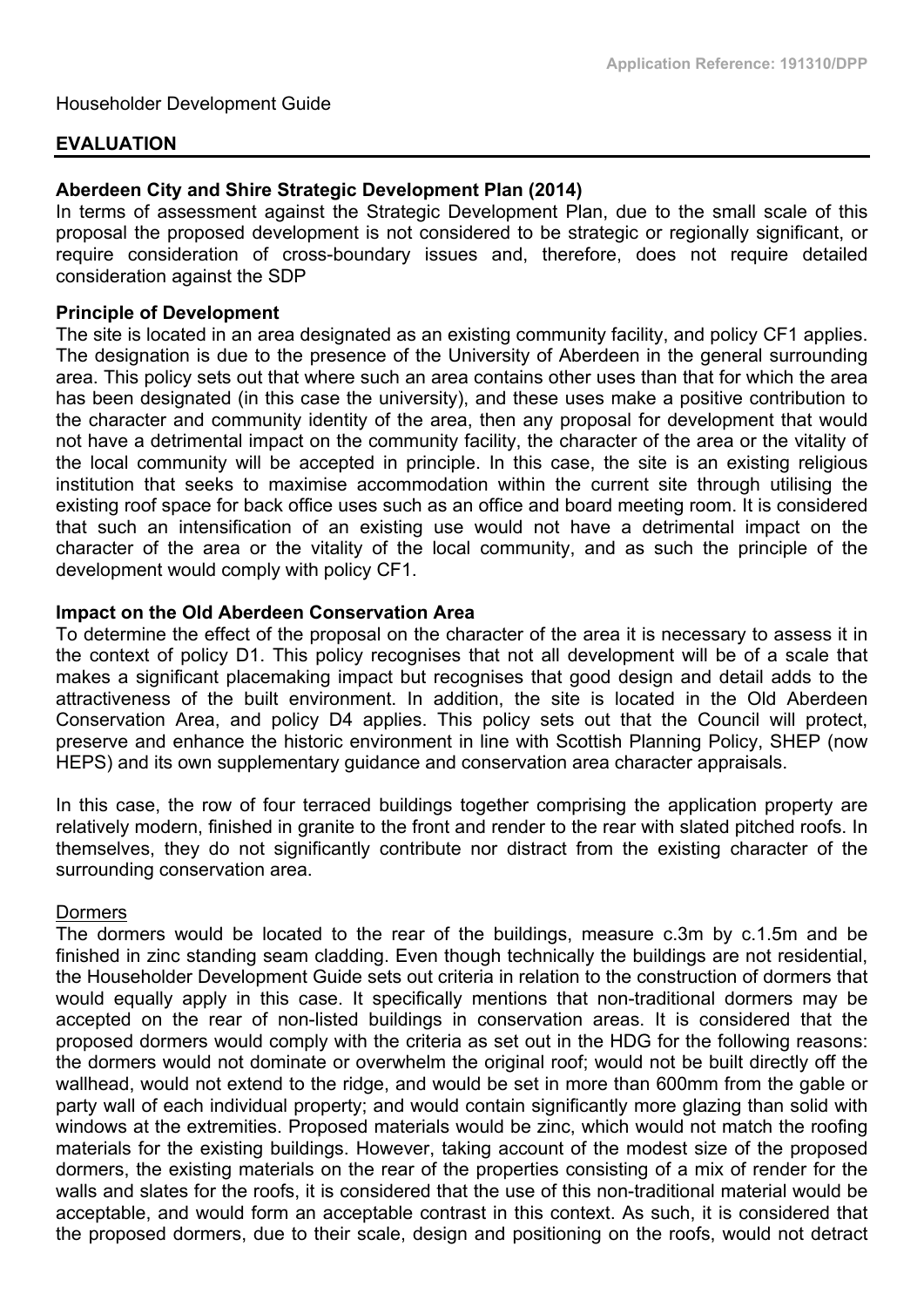Householder Development Guide

## EVALUATION

**Aberdeen City and Shire Strategic Development Plan (2014)**
In terms of assessment against the Strategic Development Plan, due to the small scale of this proposal the proposed development is not considered to be strategic or regionally significant, or require consideration of cross-boundary issues and, therefore, does not require detailed consideration against the SDP

**Principle of Development**
The site is located in an area designated as an existing community facility, and policy CF1 applies. The designation is due to the presence of the University of Aberdeen in the general surrounding area. This policy sets out that where such an area contains other uses than that for which the area has been designated (in this case the university), and these uses make a positive contribution to the character and community identity of the area, then any proposal for development that would not have a detrimental impact on the community facility, the character of the area or the vitality of the local community will be accepted in principle. In this case, the site is an existing religious institution that seeks to maximise accommodation within the current site through utilising the existing roof space for back office uses such as an office and board meeting room. It is considered that such an intensification of an existing use would not have a detrimental impact on the character of the area or the vitality of the local community, and as such the principle of the development would comply with policy CF1.

**Impact on the Old Aberdeen Conservation Area**
To determine the effect of the proposal on the character of the area it is necessary to assess it in the context of policy D1. This policy recognises that not all development will be of a scale that makes a significant placemaking impact but recognises that good design and detail adds to the attractiveness of the built environment. In addition, the site is located in the Old Aberdeen Conservation Area, and policy D4 applies. This policy sets out that the Council will protect, preserve and enhance the historic environment in line with Scottish Planning Policy, SHEP (now HEPS) and its own supplementary guidance and conservation area character appraisals.

In this case, the row of four terraced buildings together comprising the application property are relatively modern, finished in granite to the front and render to the rear with slated pitched roofs. In themselves, they do not significantly contribute nor distract from the existing character of the surrounding conservation area.

<u>Dormers</u>
The dormers would be located to the rear of the buildings, measure c.3m by c.1.5m and be finished in zinc standing seam cladding. Even though technically the buildings are not residential, the Householder Development Guide sets out criteria in relation to the construction of dormers that would equally apply in this case. It specifically mentions that non-traditional dormers may be accepted on the rear of non-listed buildings in conservation areas. It is considered that the proposed dormers would comply with the criteria as set out in the HDG for the following reasons: the dormers would not dominate or overwhelm the original roof; would not be built directly off the wallhead, would not extend to the ridge, and would be set in more than 600mm from the gable or party wall of each individual property; and would contain significantly more glazing than solid with windows at the extremities. Proposed materials would be zinc, which would not match the roofing materials for the existing buildings. However, taking account of the modest size of the proposed dormers, the existing materials on the rear of the properties consisting of a mix of render for the walls and slates for the roofs, it is considered that the use of this non-traditional material would be acceptable, and would form an acceptable contrast in this context. As such, it is considered that the proposed dormers, due to their scale, design and positioning on the roofs, would not detract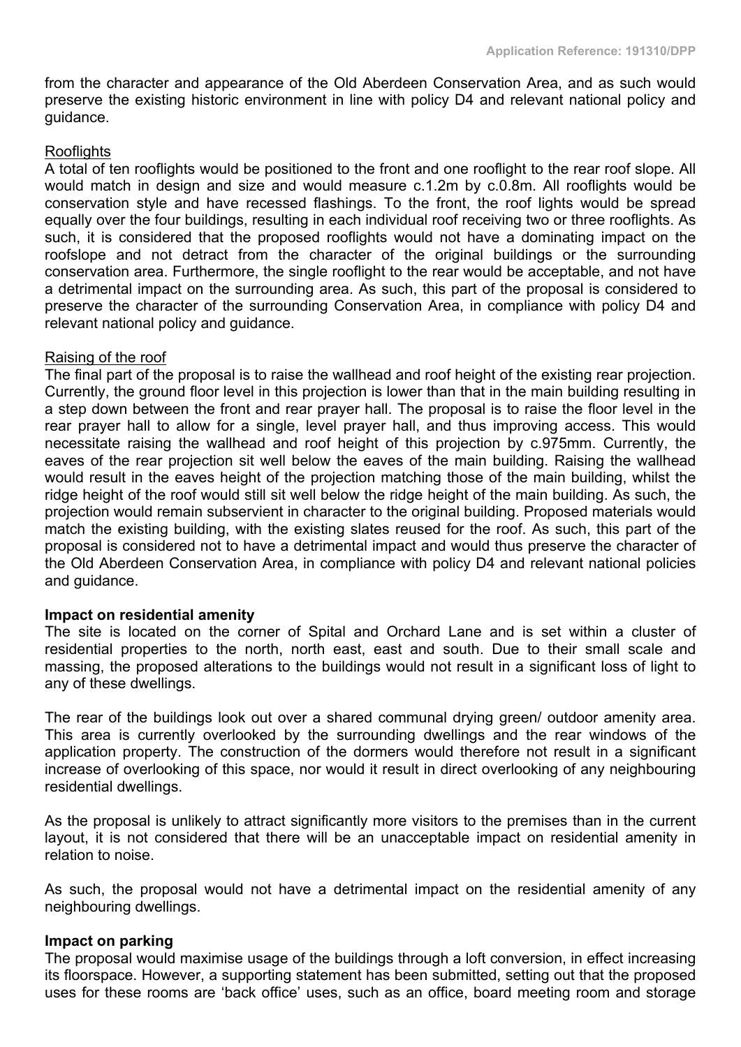from the character and appearance of the Old Aberdeen Conservation Area, and as such would preserve the existing historic environment in line with policy D4 and relevant national policy and guidance.

Rooflights

A total of ten rooflights would be positioned to the front and one rooflight to the rear roof slope. All would match in design and size and would measure c.1.2m by c.0.8m. All rooflights would be conservation style and have recessed flashings. To the front, the roof lights would be spread equally over the four buildings, resulting in each individual roof receiving two or three rooflights. As such, it is considered that the proposed rooflights would not have a dominating impact on the roofslope and not detract from the character of the original buildings or the surrounding conservation area. Furthermore, the single rooflight to the rear would be acceptable, and not have a detrimental impact on the surrounding area. As such, this part of the proposal is considered to preserve the character of the surrounding Conservation Area, in compliance with policy D4 and relevant national policy and guidance.

Raising of the roof

The final part of the proposal is to raise the wallhead and roof height of the existing rear projection. Currently, the ground floor level in this projection is lower than that in the main building resulting in a step down between the front and rear prayer hall. The proposal is to raise the floor level in the rear prayer hall to allow for a single, level prayer hall, and thus improving access. This would necessitate raising the wallhead and roof height of this projection by c.975mm. Currently, the eaves of the rear projection sit well below the eaves of the main building. Raising the wallhead would result in the eaves height of the projection matching those of the main building, whilst the ridge height of the roof would still sit well below the ridge height of the main building. As such, the projection would remain subservient in character to the original building. Proposed materials would match the existing building, with the existing slates reused for the roof. As such, this part of the proposal is considered not to have a detrimental impact and would thus preserve the character of the Old Aberdeen Conservation Area, in compliance with policy D4 and relevant national policies and guidance.

**Impact on residential amenity**

The site is located on the corner of Spital and Orchard Lane and is set within a cluster of residential properties to the north, north east, east and south. Due to their small scale and massing, the proposed alterations to the buildings would not result in a significant loss of light to any of these dwellings.

The rear of the buildings look out over a shared communal drying green/ outdoor amenity area. This area is currently overlooked by the surrounding dwellings and the rear windows of the application property. The construction of the dormers would therefore not result in a significant increase of overlooking of this space, nor would it result in direct overlooking of any neighbouring residential dwellings.

As the proposal is unlikely to attract significantly more visitors to the premises than in the current layout, it is not considered that there will be an unacceptable impact on residential amenity in relation to noise.

As such, the proposal would not have a detrimental impact on the residential amenity of any neighbouring dwellings.

**Impact on parking**

The proposal would maximise usage of the buildings through a loft conversion, in effect increasing its floorspace. However, a supporting statement has been submitted, setting out that the proposed uses for these rooms are 'back office' uses, such as an office, board meeting room and storage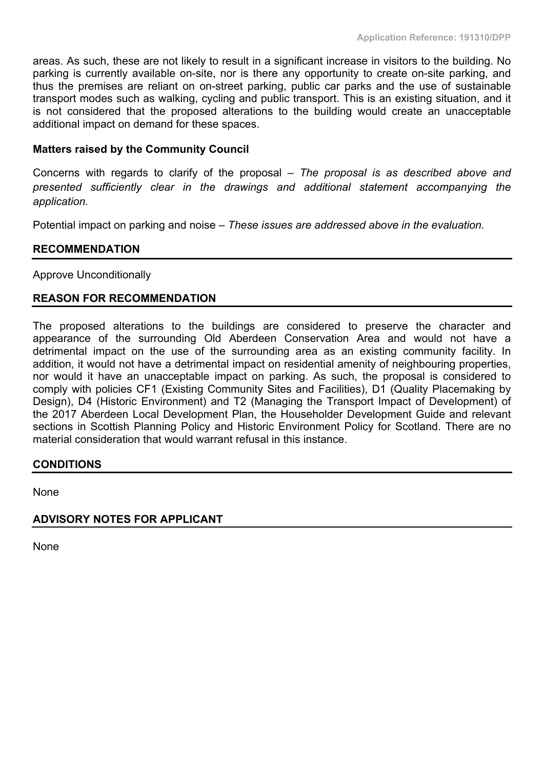areas. As such, these are not likely to result in a significant increase in visitors to the building. No parking is currently available on-site, nor is there any opportunity to create on-site parking, and thus the premises are reliant on on-street parking, public car parks and the use of sustainable transport modes such as walking, cycling and public transport. This is an existing situation, and it is not considered that the proposed alterations to the building would create an unacceptable additional impact on demand for these spaces.

**Matters raised by the Community Council**

Concerns with regards to clarify of the proposal – *The proposal is as described above and presented sufficiently clear in the drawings and additional statement accompanying the application.*

Potential impact on parking and noise – *These issues are addressed above in the evaluation.*

## RECOMMENDATION

Approve Unconditionally

## REASON FOR RECOMMENDATION

The proposed alterations to the buildings are considered to preserve the character and appearance of the surrounding Old Aberdeen Conservation Area and would not have a detrimental impact on the use of the surrounding area as an existing community facility. In addition, it would not have a detrimental impact on residential amenity of neighbouring properties, nor would it have an unacceptable impact on parking. As such, the proposal is considered to comply with policies CF1 (Existing Community Sites and Facilities), D1 (Quality Placemaking by Design), D4 (Historic Environment) and T2 (Managing the Transport Impact of Development) of the 2017 Aberdeen Local Development Plan, the Householder Development Guide and relevant sections in Scottish Planning Policy and Historic Environment Policy for Scotland. There are no material consideration that would warrant refusal in this instance.

## CONDITIONS

None

## ADVISORY NOTES FOR APPLICANT

None